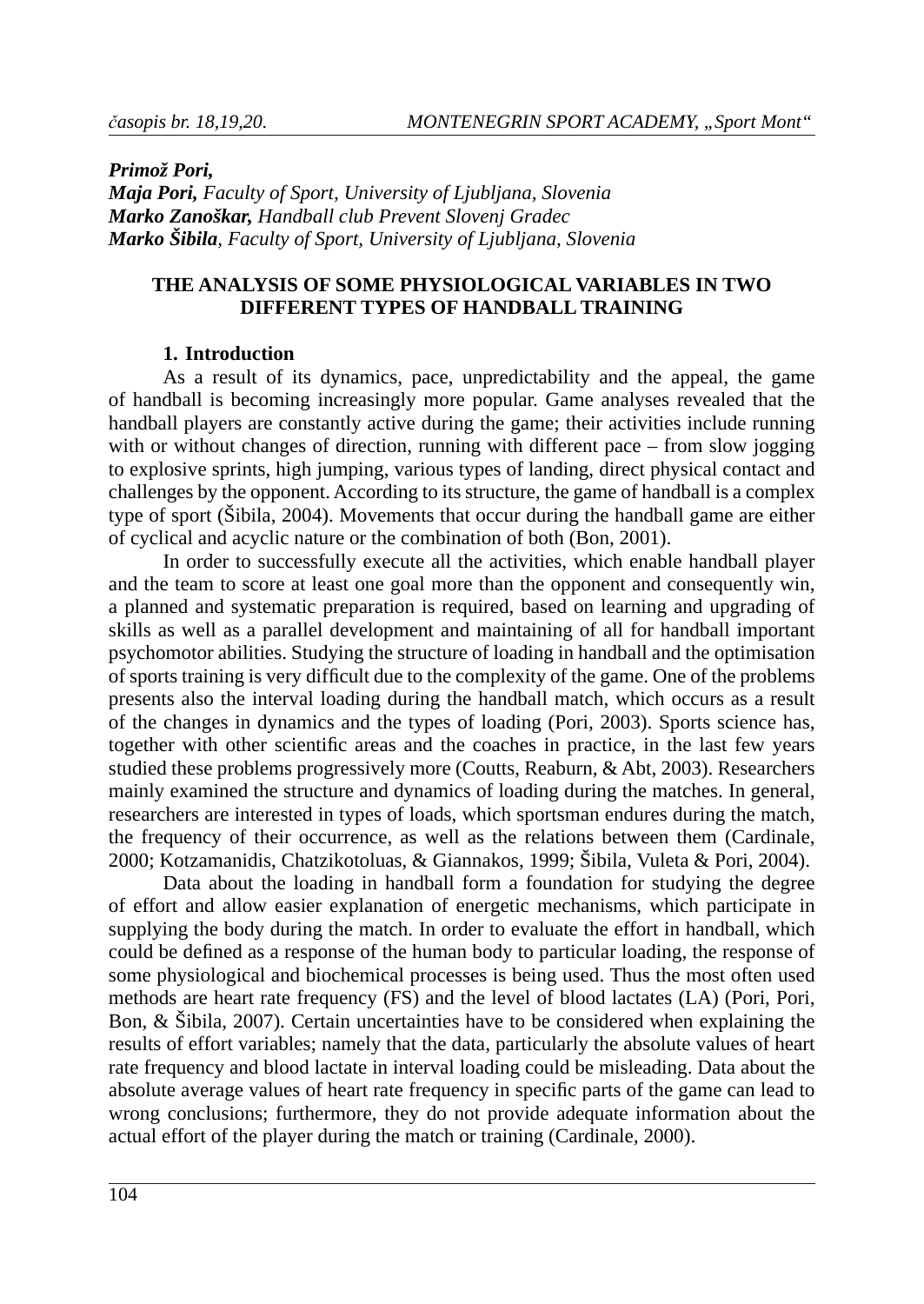***Primož Pori,***
***Maja Pori,*** *Faculty of Sport, University of Ljubljana, Slovenia*
***Marko Zanoškar,*** *Handball club Prevent Slovenj Gradec*
***Marko Šibila***, *Faculty of Sport, University of Ljubljana, Slovenia*

# THE ANALYSIS OF SOME PHYSIOLOGICAL VARIABLES IN TWO DIFFERENT TYPES OF HANDBALL TRAINING

## 1. Introduction

As a result of its dynamics, pace, unpredictability and the appeal, the game of handball is becoming increasingly more popular. Game analyses revealed that the handball players are constantly active during the game; their activities include running with or without changes of direction, running with different pace – from slow jogging to explosive sprints, high jumping, various types of landing, direct physical contact and challenges by the opponent. According to its structure, the game of handball is a complex type of sport (Šibila, 2004). Movements that occur during the handball game are either of cyclical and acyclic nature or the combination of both (Bon, 2001).

In order to successfully execute all the activities, which enable handball player and the team to score at least one goal more than the opponent and consequently win, a planned and systematic preparation is required, based on learning and upgrading of skills as well as a parallel development and maintaining of all for handball important psychomotor abilities. Studying the structure of loading in handball and the optimisation of sports training is very difficult due to the complexity of the game. One of the problems presents also the interval loading during the handball match, which occurs as a result of the changes in dynamics and the types of loading (Pori, 2003). Sports science has, together with other scientific areas and the coaches in practice, in the last few years studied these problems progressively more (Coutts, Reaburn, & Abt, 2003). Researchers mainly examined the structure and dynamics of loading during the matches. In general, researchers are interested in types of loads, which sportsman endures during the match, the frequency of their occurrence, as well as the relations between them (Cardinale, 2000; Kotzamanidis, Chatzikotoluas, & Giannakos, 1999; Šibila, Vuleta & Pori, 2004).

Data about the loading in handball form a foundation for studying the degree of effort and allow easier explanation of energetic mechanisms, which participate in supplying the body during the match. In order to evaluate the effort in handball, which could be defined as a response of the human body to particular loading, the response of some physiological and biochemical processes is being used. Thus the most often used methods are heart rate frequency (FS) and the level of blood lactates (LA) (Pori, Pori, Bon, & Šibila, 2007). Certain uncertainties have to be considered when explaining the results of effort variables; namely that the data, particularly the absolute values of heart rate frequency and blood lactate in interval loading could be misleading. Data about the absolute average values of heart rate frequency in specific parts of the game can lead to wrong conclusions; furthermore, they do not provide adequate information about the actual effort of the player during the match or training (Cardinale, 2000).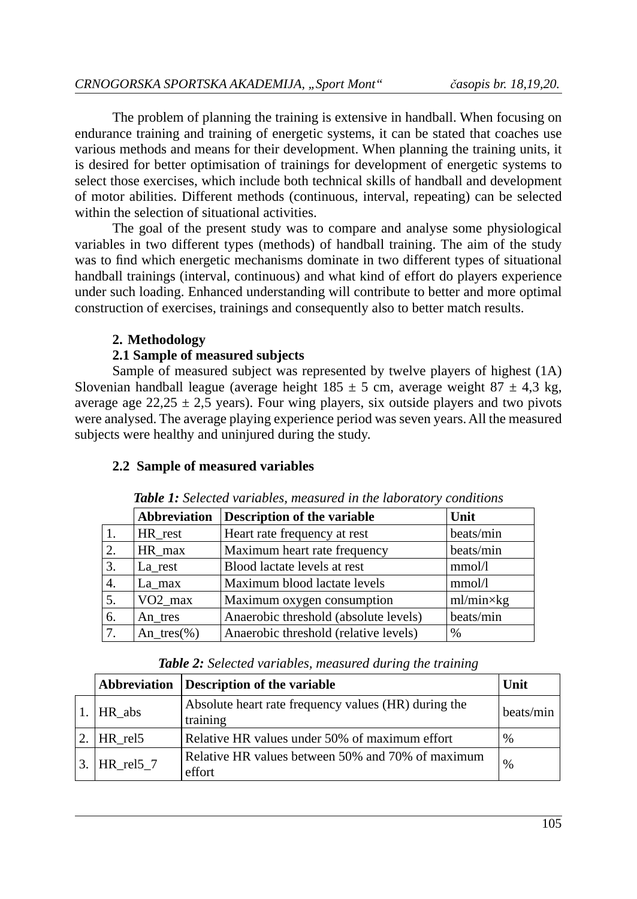The problem of planning the training is extensive in handball. When focusing on endurance training and training of energetic systems, it can be stated that coaches use various methods and means for their development. When planning the training units, it is desired for better optimisation of trainings for development of energetic systems to select those exercises, which include both technical skills of handball and development of motor abilities. Different methods (continuous, interval, repeating) can be selected within the selection of situational activities.

The goal of the present study was to compare and analyse some physiological variables in two different types (methods) of handball training. The aim of the study was to find which energetic mechanisms dominate in two different types of situational handball trainings (interval, continuous) and what kind of effort do players experience under such loading. Enhanced understanding will contribute to better and more optimal construction of exercises, trainings and consequently also to better match results.

## 2. Methodology

### 2.1 Sample of measured subjects

Sample of measured subject was represented by twelve players of highest (1A) Slovenian handball league (average height 185 ± 5 cm, average weight 87 ± 4,3 kg, average age 22,25 ± 2,5 years). Four wing players, six outside players and two pivots were analysed. The average playing experience period was seven years. All the measured subjects were healthy and uninjured during the study.

### 2.2 Sample of measured variables

***Table 1:*** *Selected variables, measured in the laboratory conditions*

| | Abbreviation | Description of the variable | Unit |
|---|---|---|---|
| 1. | HR_rest | Heart rate frequency at rest | beats/min |
| 2. | HR_max | Maximum heart rate frequency | beats/min |
| 3. | La_rest | Blood lactate levels at rest | mmol/l |
| 4. | La_max | Maximum blood lactate levels | mmol/l |
| 5. | VO2_max | Maximum oxygen consumption | ml/min×kg |
| 6. | An_tres | Anaerobic threshold (absolute levels) | beats/min |
| 7. | An_tres(%) | Anaerobic threshold (relative levels) | % |

***Table 2:*** *Selected variables, measured during the training*

| | Abbreviation | Description of the variable | Unit |
|---|---|---|---|
| 1. | HR_abs | Absolute heart rate frequency values (HR) during the training | beats/min |
| 2. | HR_rel5 | Relative HR values under 50% of maximum effort | % |
| 3. | HR_rel5_7 | Relative HR values between 50% and 70% of maximum effort | % |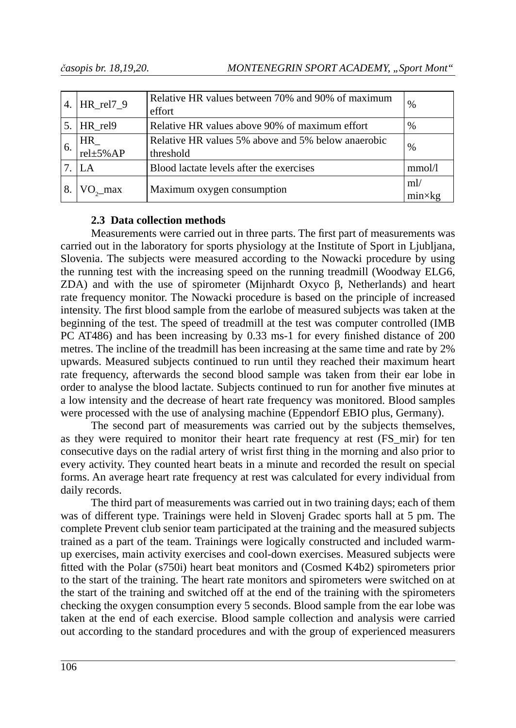| | | | |
|---|---|---|---|
| 4. | HR_rel7_9 | Relative HR values between 70% and 90% of maximum effort | % |
| 5. | HR_rel9 | Relative HR values above 90% of maximum effort | % |
| 6. | HR_ rel±5%AP | Relative HR values 5% above and 5% below anaerobic threshold | % |
| 7. | LA | Blood lactate levels after the exercises | mmol/l |
| 8. | $VO_2$_max | Maximum oxygen consumption | ml/ min×kg |

### 2.3 Data collection methods

Measurements were carried out in three parts. The first part of measurements was carried out in the laboratory for sports physiology at the Institute of Sport in Ljubljana, Slovenia. The subjects were measured according to the Nowacki procedure by using the running test with the increasing speed on the running treadmill (Woodway ELG6, ZDA) and with the use of spirometer (Mijnhardt Oxyco β, Netherlands) and heart rate frequency monitor. The Nowacki procedure is based on the principle of increased intensity. The first blood sample from the earlobe of measured subjects was taken at the beginning of the test. The speed of treadmill at the test was computer controlled (IMB PC AT486) and has been increasing by 0.33 ms-1 for every finished distance of 200 metres. The incline of the treadmill has been increasing at the same time and rate by 2% upwards. Measured subjects continued to run until they reached their maximum heart rate frequency, afterwards the second blood sample was taken from their ear lobe in order to analyse the blood lactate. Subjects continued to run for another five minutes at a low intensity and the decrease of heart rate frequency was monitored. Blood samples were processed with the use of analysing machine (Eppendorf EBIO plus, Germany).

The second part of measurements was carried out by the subjects themselves, as they were required to monitor their heart rate frequency at rest (FS_mir) for ten consecutive days on the radial artery of wrist first thing in the morning and also prior to every activity. They counted heart beats in a minute and recorded the result on special forms. An average heart rate frequency at rest was calculated for every individual from daily records.

The third part of measurements was carried out in two training days; each of them was of different type. Trainings were held in Slovenj Gradec sports hall at 5 pm. The complete Prevent club senior team participated at the training and the measured subjects trained as a part of the team. Trainings were logically constructed and included warm-up exercises, main activity exercises and cool-down exercises. Measured subjects were fitted with the Polar (s750i) heart beat monitors and (Cosmed K4b2) spirometers prior to the start of the training. The heart rate monitors and spirometers were switched on at the start of the training and switched off at the end of the training with the spirometers checking the oxygen consumption every 5 seconds. Blood sample from the ear lobe was taken at the end of each exercise. Blood sample collection and analysis were carried out according to the standard procedures and with the group of experienced measurers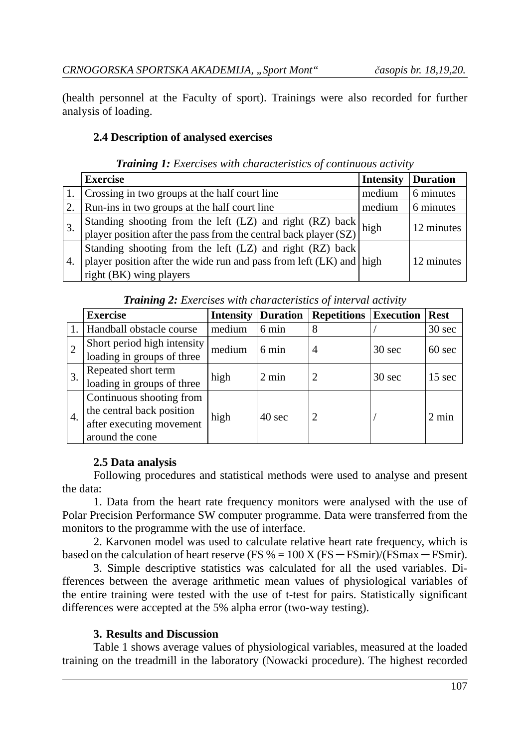(health personnel at the Faculty of sport). Trainings were also recorded for further analysis of loading.

### 2.4 Description of analysed exercises

***Training 1:*** *Exercises with characteristics of continuous activity*

| | Exercise | Intensity | Duration |
|---|---|---|---|
| 1. | Crossing in two groups at the half court line | medium | 6 minutes |
| 2. | Run-ins in two groups at the half court line | medium | 6 minutes |
| 3. | Standing shooting from the left (LZ) and right (RZ) back player position after the pass from the central back player (SZ) | high | 12 minutes |
| 4. | Standing shooting from the left (LZ) and right (RZ) back player position after the wide run and pass from left (LK) and right (BK) wing players | high | 12 minutes |

***Training 2:*** *Exercises with characteristics of interval activity*

| | Exercise | Intensity | Duration | Repetitions | Execution | Rest |
|---|---|---|---|---|---|---|
| 1. | Handball obstacle course | medium | 6 min | 8 | / | 30 sec |
| 2 | Short period high intensity loading in groups of three | medium | 6 min | 4 | 30 sec | 60 sec |
| 3. | Repeated short term loading in groups of three | high | 2 min | 2 | 30 sec | 15 sec |
| 4. | Continuous shooting from the central back position after executing movement around the cone | high | 40 sec | 2 | / | 2 min |

### 2.5 Data analysis

Following procedures and statistical methods were used to analyse and present the data:

1. Data from the heart rate frequency monitors were analysed with the use of Polar Precision Performance SW computer programme. Data were transferred from the monitors to the programme with the use of interface.

2. Karvonen model was used to calculate relative heart rate frequency, which is based on the calculation of heart reserve (FS % = 100 X (FS — FSmir)/(FSmax — FSmir).

3. Simple descriptive statistics was calculated for all the used variables. Differences between the average arithmetic mean values of physiological variables of the entire training were tested with the use of t-test for pairs. Statistically significant differences were accepted at the 5% alpha error (two-way testing).

## 3. Results and Discussion

Table 1 shows average values of physiological variables, measured at the loaded training on the treadmill in the laboratory (Nowacki procedure). The highest recorded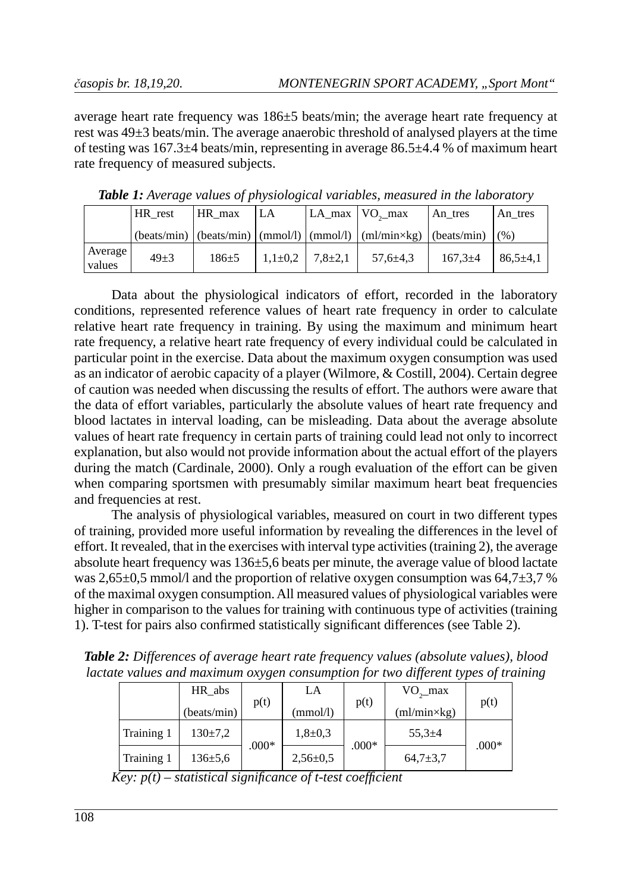average heart rate frequency was 186±5 beats/min; the average heart rate frequency at rest was 49±3 beats/min. The average anaerobic threshold of analysed players at the time of testing was 167.3±4 beats/min, representing in average 86.5±4.4 % of maximum heart rate frequency of measured subjects.

***Table 1:*** *Average values of physiological variables, measured in the laboratory*

| | HR_rest | HR_max | LA | LA_max | $VO_2$_max | An_tres | An_tres |
|---|---|---|---|---|---|---|---|
| | (beats/min) | (beats/min) | (mmol/l) | (mmol/l) | (ml/min×kg) | (beats/min) | (%) |
| Average values | 49±3 | 186±5 | 1,1±0,2 | 7,8±2,1 | 57,6±4,3 | 167,3±4 | 86,5±4,1 |

Data about the physiological indicators of effort, recorded in the laboratory conditions, represented reference values of heart rate frequency in order to calculate relative heart rate frequency in training. By using the maximum and minimum heart rate frequency, a relative heart rate frequency of every individual could be calculated in particular point in the exercise. Data about the maximum oxygen consumption was used as an indicator of aerobic capacity of a player (Wilmore, & Costill, 2004). Certain degree of caution was needed when discussing the results of effort. The authors were aware that the data of effort variables, particularly the absolute values of heart rate frequency and blood lactates in interval loading, can be misleading. Data about the average absolute values of heart rate frequency in certain parts of training could lead not only to incorrect explanation, but also would not provide information about the actual effort of the players during the match (Cardinale, 2000). Only a rough evaluation of the effort can be given when comparing sportsmen with presumably similar maximum heart beat frequencies and frequencies at rest.

The analysis of physiological variables, measured on court in two different types of training, provided more useful information by revealing the differences in the level of effort. It revealed, that in the exercises with interval type activities (training 2), the average absolute heart frequency was 136±5,6 beats per minute, the average value of blood lactate was 2,65±0,5 mmol/l and the proportion of relative oxygen consumption was 64,7±3,7 % of the maximal oxygen consumption. All measured values of physiological variables were higher in comparison to the values for training with continuous type of activities (training 1). T-test for pairs also confirmed statistically significant differences (see Table 2).

***Table 2:*** *Differences of average heart rate frequency values (absolute values), blood lactate values and maximum oxygen consumption for two different types of training*

| | HR_abs (beats/min) | p(t) | LA (mmol/l) | p(t) | $VO_2$_max (ml/min×kg) | p(t) |
|---|---|---|---|---|---|---|
| Training 1 | 130±7,2 | .000* | 1,8±0,3 | .000* | 55,3±4 | .000* |
| Training 1 | 136±5,6 | | 2,56±0,5 | | 64,7±3,7 | |

*Key: p(t) – statistical significance of t-test coefficient*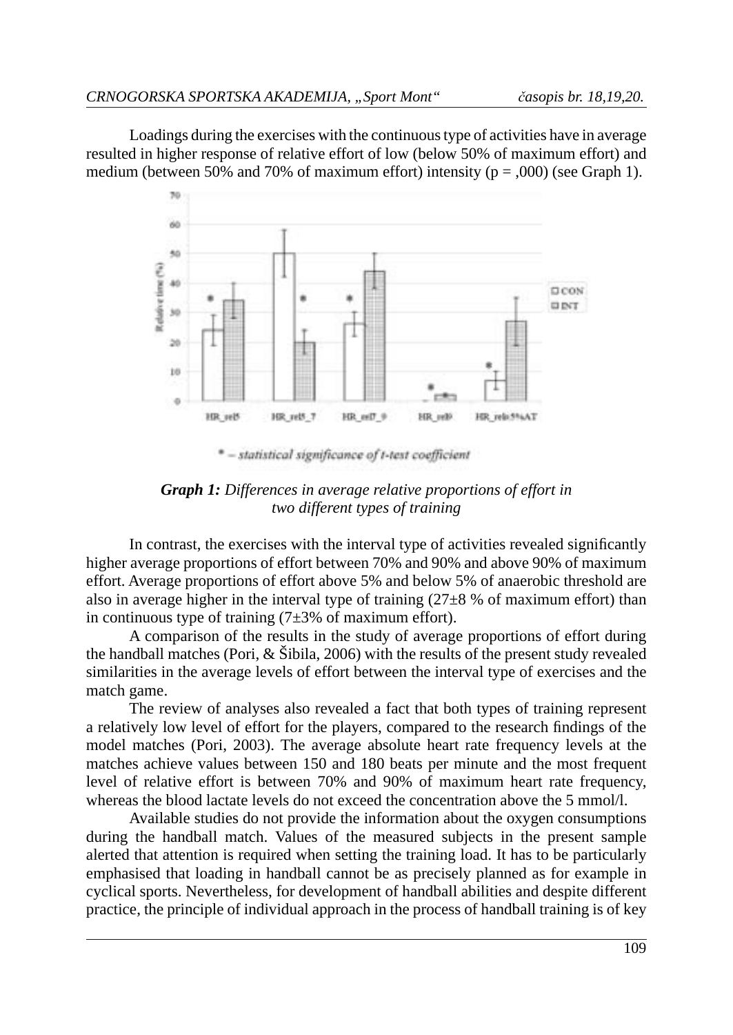Loadings during the exercises with the continuous type of activities have in average resulted in higher response of relative effort of low (below 50% of maximum effort) and medium (between 50% and 70% of maximum effort) intensity (p = ,000) (see Graph 1).

70
60
50
40
30
20
10
0
Relative time (%)
HR_rel5
HR_rel5_7
HR_rel7_9
HR_rel9
HR_rels5%AT
CON
INT

* – statistical significance of t-test coefficient

***Graph 1:*** *Differences in average relative proportions of effort in two different types of training*

In contrast, the exercises with the interval type of activities revealed significantly higher average proportions of effort between 70% and 90% and above 90% of maximum effort. Average proportions of effort above 5% and below 5% of anaerobic threshold are also in average higher in the interval type of training (27±8 % of maximum effort) than in continuous type of training (7±3% of maximum effort).

A comparison of the results in the study of average proportions of effort during the handball matches (Pori, & Šibila, 2006) with the results of the present study revealed similarities in the average levels of effort between the interval type of exercises and the match game.

The review of analyses also revealed a fact that both types of training represent a relatively low level of effort for the players, compared to the research findings of the model matches (Pori, 2003). The average absolute heart rate frequency levels at the matches achieve values between 150 and 180 beats per minute and the most frequent level of relative effort is between 70% and 90% of maximum heart rate frequency, whereas the blood lactate levels do not exceed the concentration above the 5 mmol/l.

Available studies do not provide the information about the oxygen consumptions during the handball match. Values of the measured subjects in the present sample alerted that attention is required when setting the training load. It has to be particularly emphasised that loading in handball cannot be as precisely planned as for example in cyclical sports. Nevertheless, for development of handball abilities and despite different practice, the principle of individual approach in the process of handball training is of key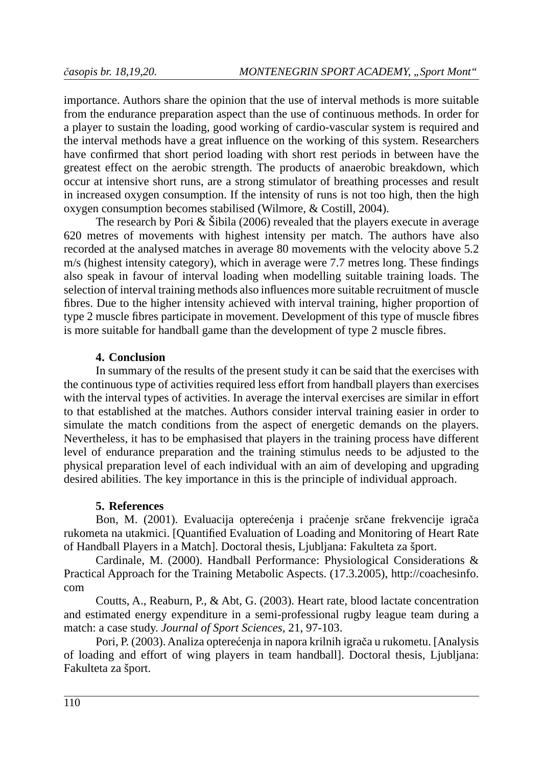importance. Authors share the opinion that the use of interval methods is more suitable from the endurance preparation aspect than the use of continuous methods. In order for a player to sustain the loading, good working of cardio-vascular system is required and the interval methods have a great influence on the working of this system. Researchers have confirmed that short period loading with short rest periods in between have the greatest effect on the aerobic strength. The products of anaerobic breakdown, which occur at intensive short runs, are a strong stimulator of breathing processes and result in increased oxygen consumption. If the intensity of runs is not too high, then the high oxygen consumption becomes stabilised (Wilmore, & Costill, 2004).

The research by Pori & Šibila (2006) revealed that the players execute in average 620 metres of movements with highest intensity per match. The authors have also recorded at the analysed matches in average 80 movements with the velocity above 5.2 m/s (highest intensity category), which in average were 7.7 metres long. These findings also speak in favour of interval loading when modelling suitable training loads. The selection of interval training methods also influences more suitable recruitment of muscle fibres. Due to the higher intensity achieved with interval training, higher proportion of type 2 muscle fibres participate in movement. Development of this type of muscle fibres is more suitable for handball game than the development of type 2 muscle fibres.

## 4. Conclusion

In summary of the results of the present study it can be said that the exercises with the continuous type of activities required less effort from handball players than exercises with the interval types of activities. In average the interval exercises are similar in effort to that established at the matches. Authors consider interval training easier in order to simulate the match conditions from the aspect of energetic demands on the players. Nevertheless, it has to be emphasised that players in the training process have different level of endurance preparation and the training stimulus needs to be adjusted to the physical preparation level of each individual with an aim of developing and upgrading desired abilities. The key importance in this is the principle of individual approach.

## 5. References

Bon, M. (2001). Evaluacija opterećenja i praćenje srčane frekvencije igrača rukometa na utakmici. [Quantified Evaluation of Loading and Monitoring of Heart Rate of Handball Players in a Match]. Doctoral thesis, Ljubljana: Fakulteta za šport.

Cardinale, M. (2000). Handball Performance: Physiological Considerations & Practical Approach for the Training Metabolic Aspects. (17.3.2005), http://coachesinfo.com

Coutts, A., Reaburn, P., & Abt, G. (2003). Heart rate, blood lactate concentration and estimated energy expenditure in a semi-professional rugby league team during a match: a case study. *Journal of Sport Sciences*, 21, 97-103.

Pori, P. (2003). Analiza opterećenja in napora krilnih igrača u rukometu. [Analysis of loading and effort of wing players in team handball]. Doctoral thesis, Ljubljana: Fakulteta za šport.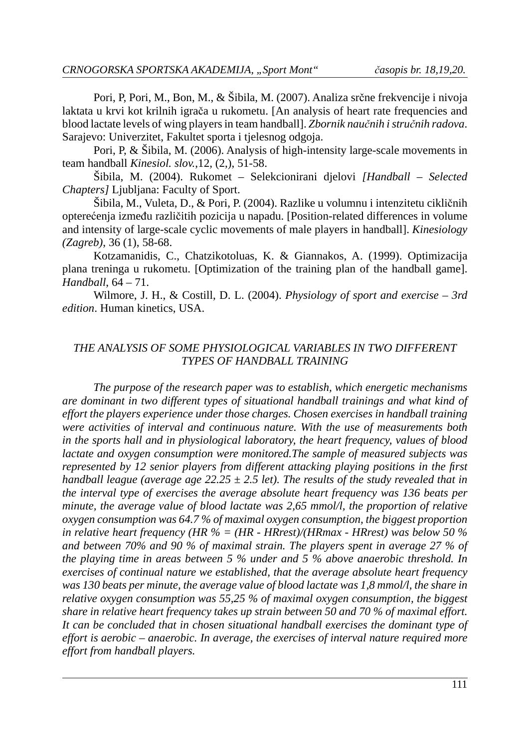Pori, P, Pori, M., Bon, M., & Šibila, M. (2007). Analiza srčne frekvencije i nivoja laktata u krvi kot krilnih igrača u rukometu. [An analysis of heart rate frequencies and blood lactate levels of wing players in team handball]. *Zbornik naučnih i stručnih radova*. Sarajevo: Univerzitet, Fakultet sporta i tjelesnog odgoja.

Pori, P, & Šibila, M. (2006). Analysis of high-intensity large-scale movements in team handball *Kinesiol. slov.*,12, (2,), 51-58.

Šibila, M. (2004). Rukomet – Selekcionirani djelovi *[Handball – Selected Chapters]* Ljubljana: Faculty of Sport.

Šibila, M., Vuleta, D., & Pori, P. (2004). Razlike u volumnu i intenzitetu cikličnih opterećenja između različitih pozicija u napadu. [Position-related differences in volume and intensity of large-scale cyclic movements of male players in handball]. *Kinesiology (Zagreb)*, 36 (1), 58-68.

Kotzamanidis, C., Chatzikotoluas, K. & Giannakos, A. (1999). Optimizacija plana treninga u rukometu. [Optimization of the training plan of the handball game]. *Handball*, 64 – 71.

Wilmore, J. H., & Costill, D. L. (2004). *Physiology of sport and exercise – 3rd edition*. Human kinetics, USA.

## *THE ANALYSIS OF SOME PHYSIOLOGICAL VARIABLES IN TWO DIFFERENT TYPES OF HANDBALL TRAINING*

*The purpose of the research paper was to establish, which energetic mechanisms are dominant in two different types of situational handball trainings and what kind of effort the players experience under those charges. Chosen exercises in handball training were activities of interval and continuous nature. With the use of measurements both in the sports hall and in physiological laboratory, the heart frequency, values of blood lactate and oxygen consumption were monitored.The sample of measured subjects was represented by 12 senior players from different attacking playing positions in the first handball league (average age 22.25 ± 2.5 let). The results of the study revealed that in the interval type of exercises the average absolute heart frequency was 136 beats per minute, the average value of blood lactate was 2,65 mmol/l, the proportion of relative oxygen consumption was 64.7 % of maximal oxygen consumption, the biggest proportion in relative heart frequency (HR % = (HR - HRrest)/(HRmax - HRrest) was below 50 % and between 70% and 90 % of maximal strain. The players spent in average 27 % of the playing time in areas between 5 % under and 5 % above anaerobic threshold. In exercises of continual nature we established, that the average absolute heart frequency was 130 beats per minute, the average value of blood lactate was 1,8 mmol/l, the share in relative oxygen consumption was 55,25 % of maximal oxygen consumption, the biggest share in relative heart frequency takes up strain between 50 and 70 % of maximal effort. It can be concluded that in chosen situational handball exercises the dominant type of effort is aerobic – anaerobic. In average, the exercises of interval nature required more effort from handball players.*